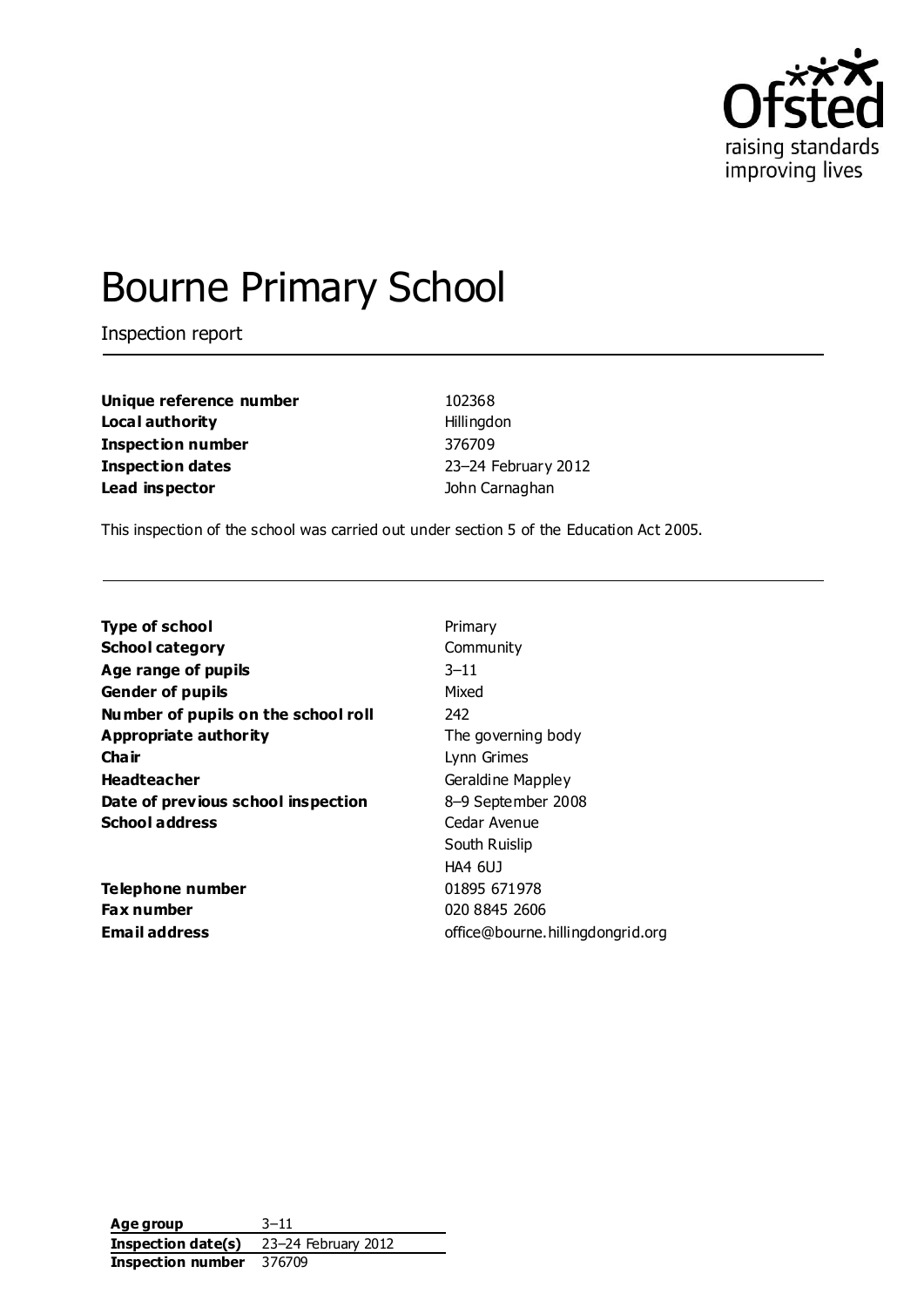# Bourne Primary School

Inspection report

| | |
|---|---|
| **Unique reference number** | 102368 |
| **Local authority** | Hillingdon |
| **Inspection number** | 376709 |
| **Inspection dates** | 23–24 February 2012 |
| **Lead inspector** | John Carnaghan |

This inspection of the school was carried out under section 5 of the Education Act 2005.

| | |
|---|---|
| **Type of school** | Primary |
| **School category** | Community |
| **Age range of pupils** | 3–11 |
| **Gender of pupils** | Mixed |
| **Number of pupils on the school roll** | 242 |
| **Appropriate authority** | The governing body |
| **Chair** | Lynn Grimes |
| **Headteacher** | Geraldine Mappley |
| **Date of previous school inspection** | 8–9 September 2008 |
| **School address** | Cedar Avenue<br>South Ruislip<br>HA4 6UJ |
| **Telephone number** | 01895 671978 |
| **Fax number** | 020 8845 2606 |
| **Email address** | office@bourne.hillingdongrid.org |

| | |
|---|---|
| **Age group** | 3–11 |
| **Inspection date(s)** | 23–24 February 2012 |
| **Inspection number** | 376709 |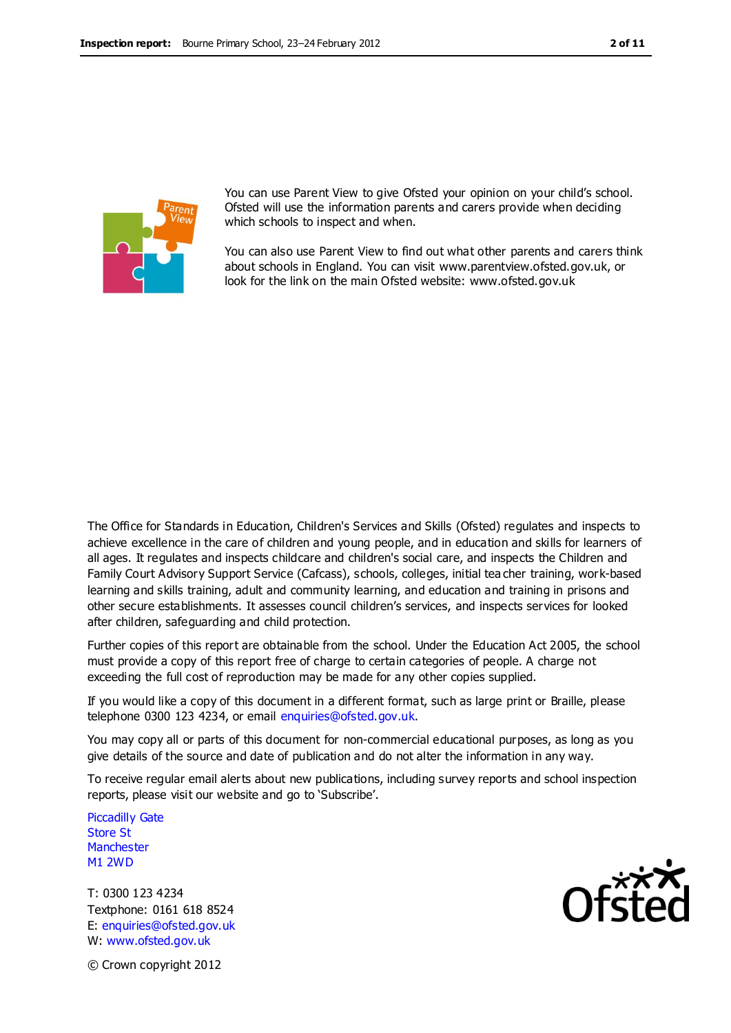You can use Parent View to give Ofsted your opinion on your child's school. Ofsted will use the information parents and carers provide when deciding which schools to inspect and when.

You can also use Parent View to find out what other parents and carers think about schools in England. You can visit www.parentview.ofsted.gov.uk, or look for the link on the main Ofsted website: www.ofsted.gov.uk

The Office for Standards in Education, Children's Services and Skills (Ofsted) regulates and inspects to achieve excellence in the care of children and young people, and in education and skills for learners of all ages. It regulates and inspects childcare and children's social care, and inspects the Children and Family Court Advisory Support Service (Cafcass), schools, colleges, initial teacher training, work-based learning and skills training, adult and community learning, and education and training in prisons and other secure establishments. It assesses council children's services, and inspects services for looked after children, safeguarding and child protection.

Further copies of this report are obtainable from the school. Under the Education Act 2005, the school must provide a copy of this report free of charge to certain categories of people. A charge not exceeding the full cost of reproduction may be made for any other copies supplied.

If you would like a copy of this document in a different format, such as large print or Braille, please telephone 0300 123 4234, or email enquiries@ofsted.gov.uk.

You may copy all or parts of this document for non-commercial educational purposes, as long as you give details of the source and date of publication and do not alter the information in any way.

To receive regular email alerts about new publications, including survey reports and school inspection reports, please visit our website and go to 'Subscribe'.

Piccadilly Gate
Store St
Manchester
M1 2WD

T: 0300 123 4234
Textphone: 0161 618 8524
E: enquiries@ofsted.gov.uk
W: www.ofsted.gov.uk

© Crown copyright 2012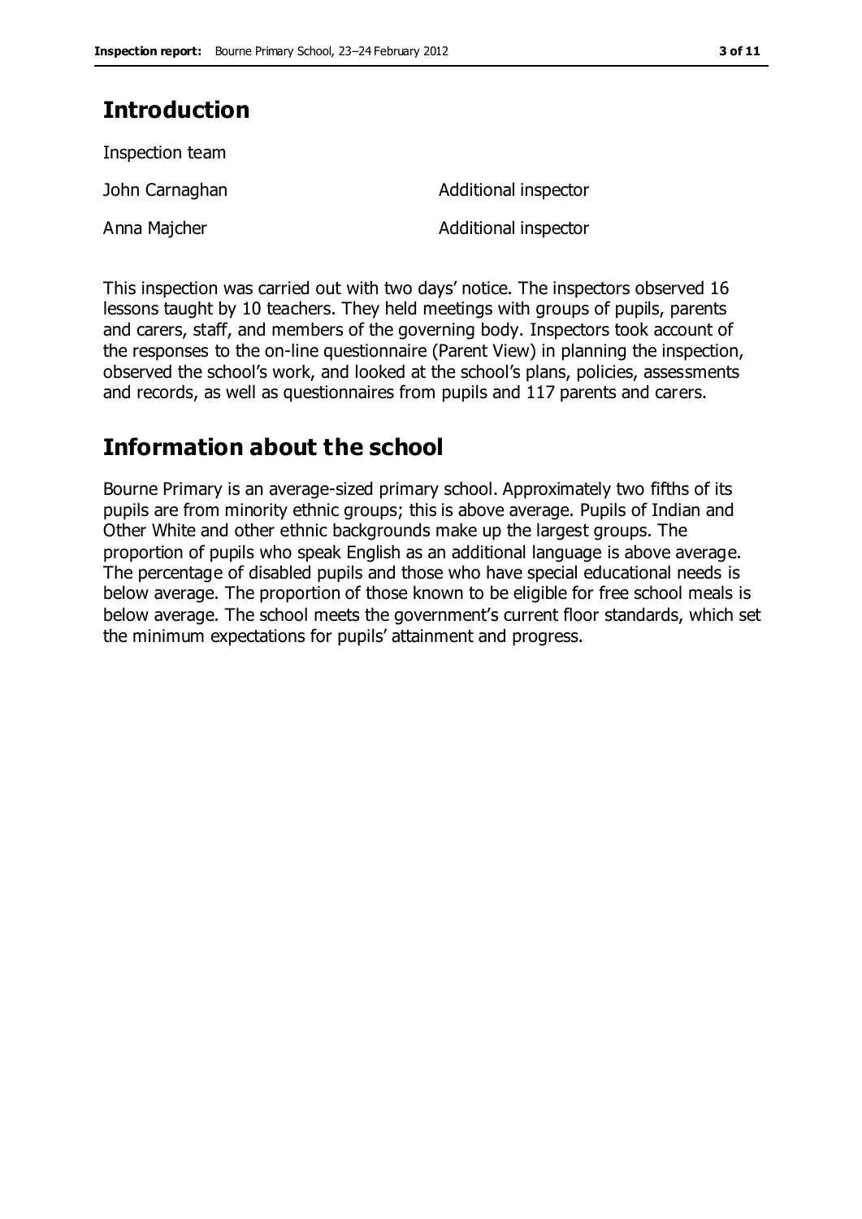## Introduction

Inspection team

| | |
|---|---|
| John Carnaghan | Additional inspector |
| Anna Majcher | Additional inspector |

This inspection was carried out with two days' notice. The inspectors observed 16 lessons taught by 10 teachers. They held meetings with groups of pupils, parents and carers, staff, and members of the governing body. Inspectors took account of the responses to the on-line questionnaire (Parent View) in planning the inspection, observed the school's work, and looked at the school's plans, policies, assessments and records, as well as questionnaires from pupils and 117 parents and carers.

## Information about the school

Bourne Primary is an average-sized primary school. Approximately two fifths of its pupils are from minority ethnic groups; this is above average. Pupils of Indian and Other White and other ethnic backgrounds make up the largest groups. The proportion of pupils who speak English as an additional language is above average. The percentage of disabled pupils and those who have special educational needs is below average. The proportion of those known to be eligible for free school meals is below average. The school meets the government's current floor standards, which set the minimum expectations for pupils' attainment and progress.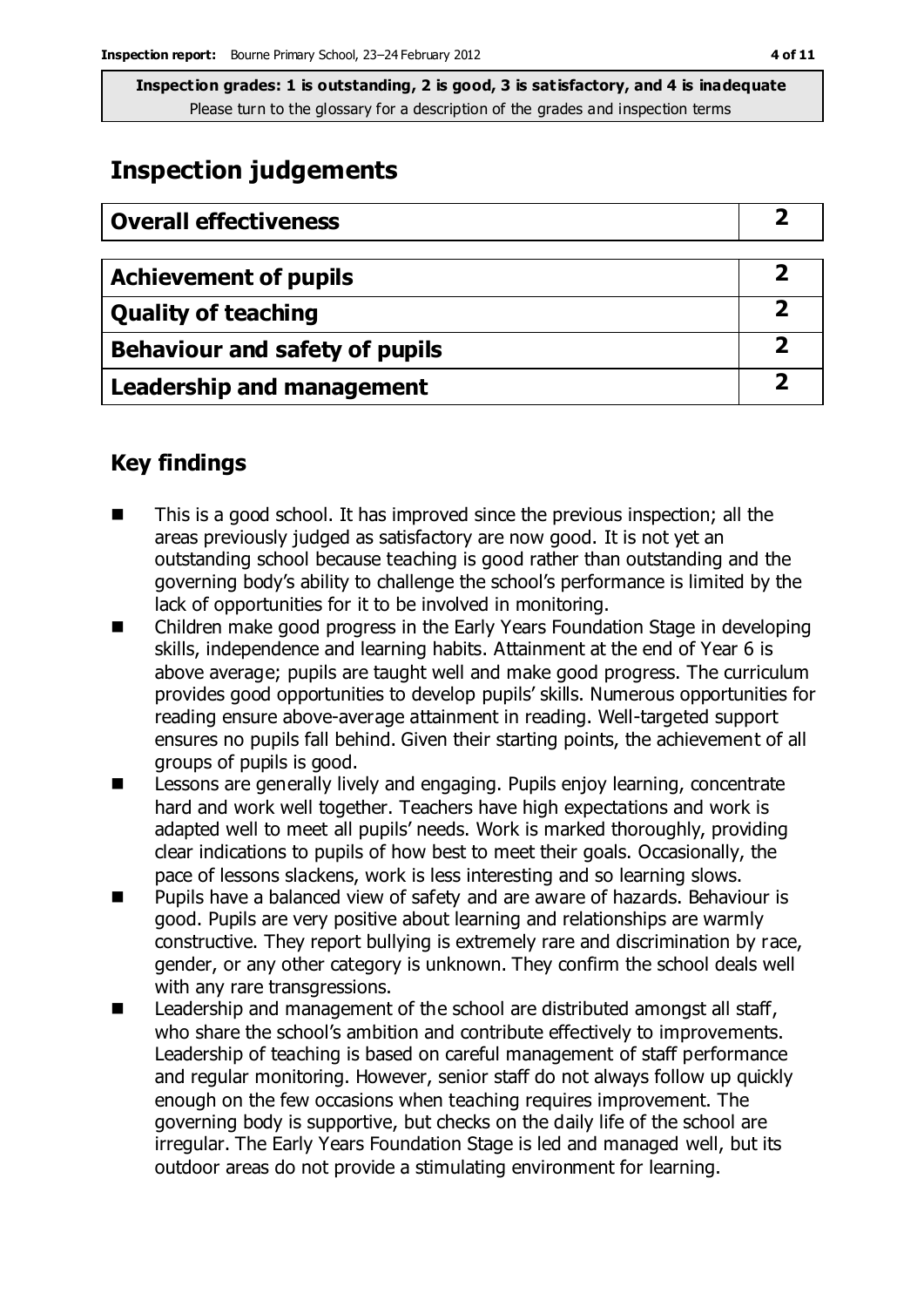**Inspection grades: 1 is outstanding, 2 is good, 3 is satisfactory, and 4 is inadequate**
Please turn to the glossary for a description of the grades and inspection terms

## Inspection judgements

| Overall effectiveness | 2 |
|---|---|

| Achievement of pupils | 2 |
|---|---|
| Quality of teaching | 2 |
| Behaviour and safety of pupils | 2 |
| Leadership and management | 2 |

## Key findings

- This is a good school. It has improved since the previous inspection; all the areas previously judged as satisfactory are now good. It is not yet an outstanding school because teaching is good rather than outstanding and the governing body's ability to challenge the school's performance is limited by the lack of opportunities for it to be involved in monitoring.
- Children make good progress in the Early Years Foundation Stage in developing skills, independence and learning habits. Attainment at the end of Year 6 is above average; pupils are taught well and make good progress. The curriculum provides good opportunities to develop pupils' skills. Numerous opportunities for reading ensure above-average attainment in reading. Well-targeted support ensures no pupils fall behind. Given their starting points, the achievement of all groups of pupils is good.
- Lessons are generally lively and engaging. Pupils enjoy learning, concentrate hard and work well together. Teachers have high expectations and work is adapted well to meet all pupils' needs. Work is marked thoroughly, providing clear indications to pupils of how best to meet their goals. Occasionally, the pace of lessons slackens, work is less interesting and so learning slows.
- Pupils have a balanced view of safety and are aware of hazards. Behaviour is good. Pupils are very positive about learning and relationships are warmly constructive. They report bullying is extremely rare and discrimination by race, gender, or any other category is unknown. They confirm the school deals well with any rare transgressions.
- Leadership and management of the school are distributed amongst all staff, who share the school's ambition and contribute effectively to improvements. Leadership of teaching is based on careful management of staff performance and regular monitoring. However, senior staff do not always follow up quickly enough on the few occasions when teaching requires improvement. The governing body is supportive, but checks on the daily life of the school are irregular. The Early Years Foundation Stage is led and managed well, but its outdoor areas do not provide a stimulating environment for learning.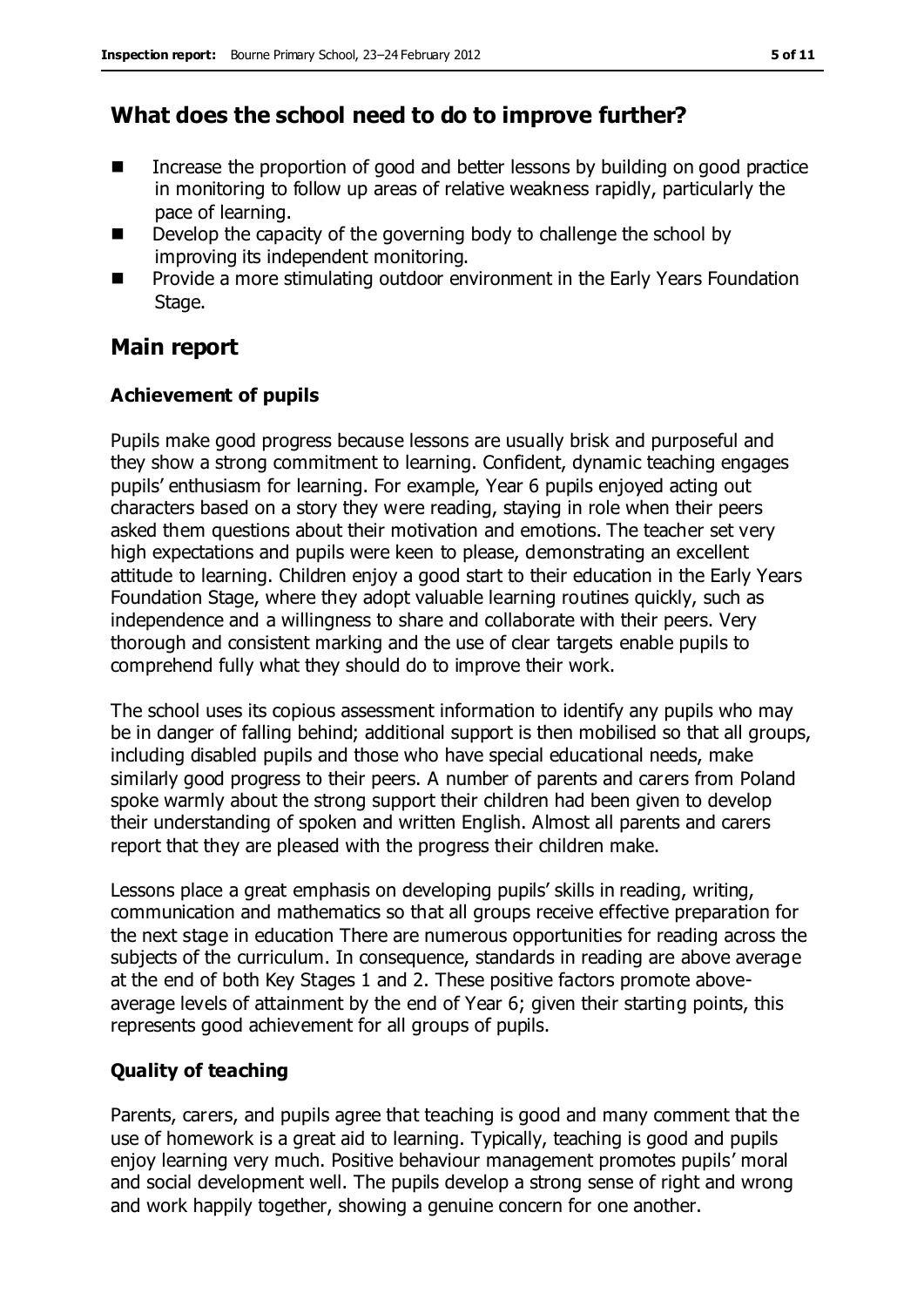## What does the school need to do to improve further?

- Increase the proportion of good and better lessons by building on good practice in monitoring to follow up areas of relative weakness rapidly, particularly the pace of learning.
- Develop the capacity of the governing body to challenge the school by improving its independent monitoring.
- Provide a more stimulating outdoor environment in the Early Years Foundation Stage.

## Main report

### Achievement of pupils

Pupils make good progress because lessons are usually brisk and purposeful and they show a strong commitment to learning. Confident, dynamic teaching engages pupils' enthusiasm for learning. For example, Year 6 pupils enjoyed acting out characters based on a story they were reading, staying in role when their peers asked them questions about their motivation and emotions. The teacher set very high expectations and pupils were keen to please, demonstrating an excellent attitude to learning. Children enjoy a good start to their education in the Early Years Foundation Stage, where they adopt valuable learning routines quickly, such as independence and a willingness to share and collaborate with their peers. Very thorough and consistent marking and the use of clear targets enable pupils to comprehend fully what they should do to improve their work.

The school uses its copious assessment information to identify any pupils who may be in danger of falling behind; additional support is then mobilised so that all groups, including disabled pupils and those who have special educational needs, make similarly good progress to their peers. A number of parents and carers from Poland spoke warmly about the strong support their children had been given to develop their understanding of spoken and written English. Almost all parents and carers report that they are pleased with the progress their children make.

Lessons place a great emphasis on developing pupils' skills in reading, writing, communication and mathematics so that all groups receive effective preparation for the next stage in education There are numerous opportunities for reading across the subjects of the curriculum. In consequence, standards in reading are above average at the end of both Key Stages 1 and 2. These positive factors promote above-average levels of attainment by the end of Year 6; given their starting points, this represents good achievement for all groups of pupils.

### Quality of teaching

Parents, carers, and pupils agree that teaching is good and many comment that the use of homework is a great aid to learning. Typically, teaching is good and pupils enjoy learning very much. Positive behaviour management promotes pupils' moral and social development well. The pupils develop a strong sense of right and wrong and work happily together, showing a genuine concern for one another.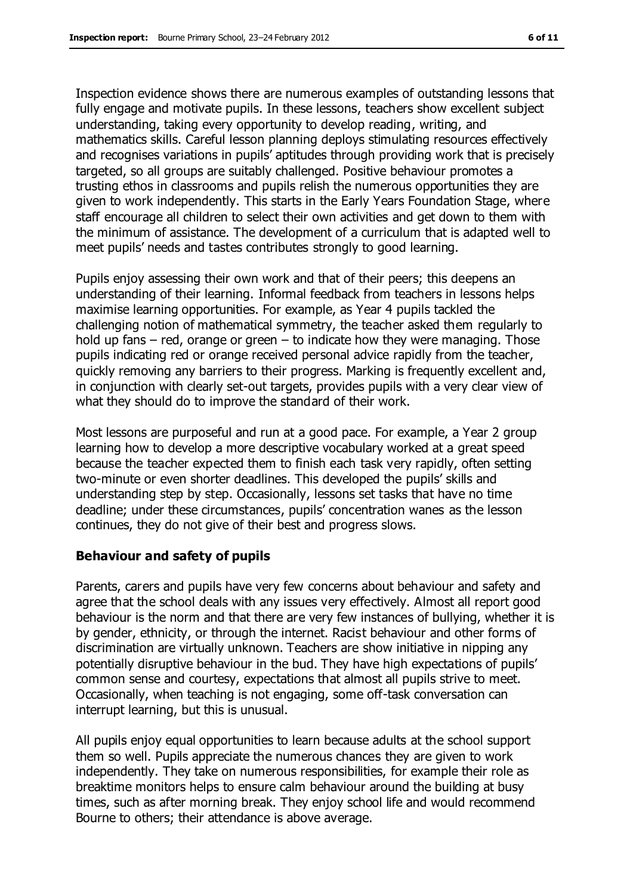Inspection evidence shows there are numerous examples of outstanding lessons that fully engage and motivate pupils. In these lessons, teachers show excellent subject understanding, taking every opportunity to develop reading, writing, and mathematics skills. Careful lesson planning deploys stimulating resources effectively and recognises variations in pupils' aptitudes through providing work that is precisely targeted, so all groups are suitably challenged. Positive behaviour promotes a trusting ethos in classrooms and pupils relish the numerous opportunities they are given to work independently. This starts in the Early Years Foundation Stage, where staff encourage all children to select their own activities and get down to them with the minimum of assistance. The development of a curriculum that is adapted well to meet pupils' needs and tastes contributes strongly to good learning.

Pupils enjoy assessing their own work and that of their peers; this deepens an understanding of their learning. Informal feedback from teachers in lessons helps maximise learning opportunities. For example, as Year 4 pupils tackled the challenging notion of mathematical symmetry, the teacher asked them regularly to hold up fans – red, orange or green – to indicate how they were managing. Those pupils indicating red or orange received personal advice rapidly from the teacher, quickly removing any barriers to their progress. Marking is frequently excellent and, in conjunction with clearly set-out targets, provides pupils with a very clear view of what they should do to improve the standard of their work.

Most lessons are purposeful and run at a good pace. For example, a Year 2 group learning how to develop a more descriptive vocabulary worked at a great speed because the teacher expected them to finish each task very rapidly, often setting two-minute or even shorter deadlines. This developed the pupils' skills and understanding step by step. Occasionally, lessons set tasks that have no time deadline; under these circumstances, pupils' concentration wanes as the lesson continues, they do not give of their best and progress slows.

### Behaviour and safety of pupils

Parents, carers and pupils have very few concerns about behaviour and safety and agree that the school deals with any issues very effectively. Almost all report good behaviour is the norm and that there are very few instances of bullying, whether it is by gender, ethnicity, or through the internet. Racist behaviour and other forms of discrimination are virtually unknown. Teachers are show initiative in nipping any potentially disruptive behaviour in the bud. They have high expectations of pupils' common sense and courtesy, expectations that almost all pupils strive to meet. Occasionally, when teaching is not engaging, some off-task conversation can interrupt learning, but this is unusual.

All pupils enjoy equal opportunities to learn because adults at the school support them so well. Pupils appreciate the numerous chances they are given to work independently. They take on numerous responsibilities, for example their role as breaktime monitors helps to ensure calm behaviour around the building at busy times, such as after morning break. They enjoy school life and would recommend Bourne to others; their attendance is above average.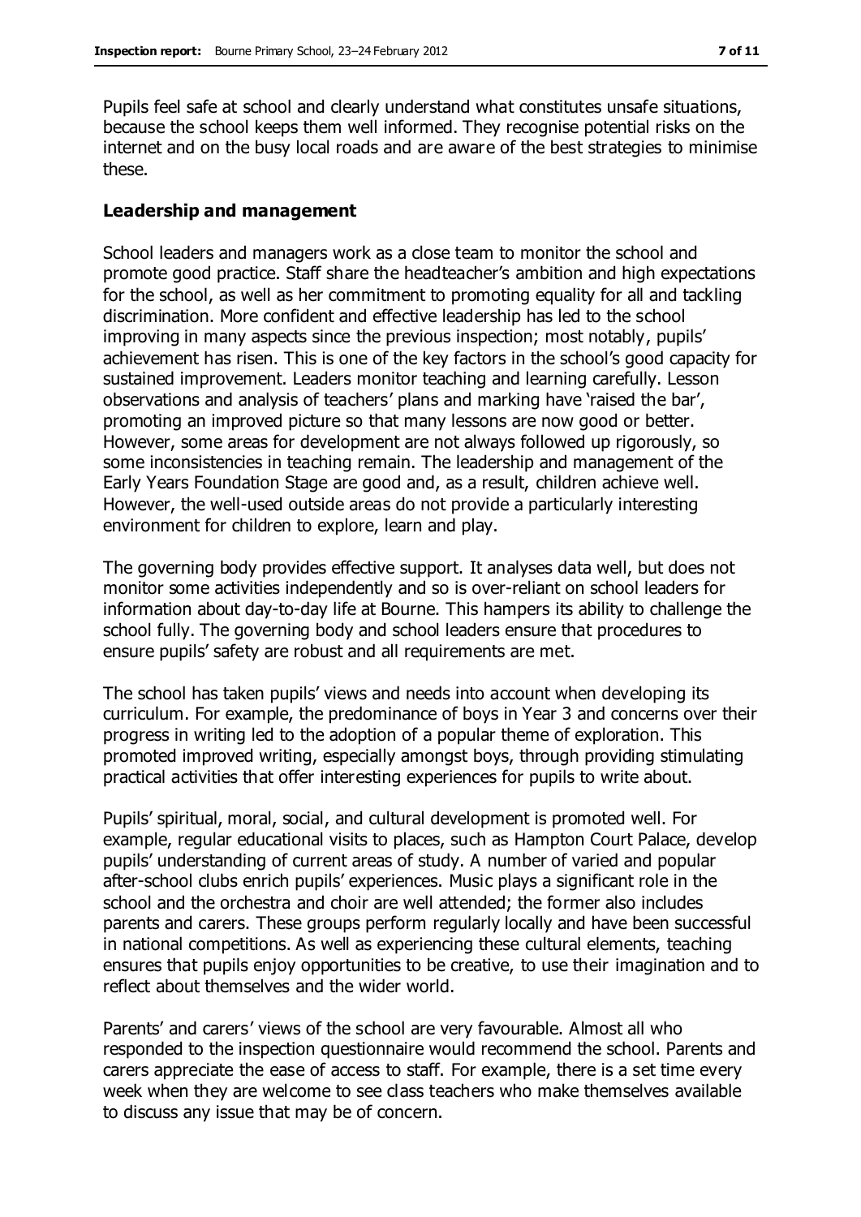Pupils feel safe at school and clearly understand what constitutes unsafe situations, because the school keeps them well informed. They recognise potential risks on the internet and on the busy local roads and are aware of the best strategies to minimise these.

### Leadership and management

School leaders and managers work as a close team to monitor the school and promote good practice. Staff share the headteacher's ambition and high expectations for the school, as well as her commitment to promoting equality for all and tackling discrimination. More confident and effective leadership has led to the school improving in many aspects since the previous inspection; most notably, pupils' achievement has risen. This is one of the key factors in the school's good capacity for sustained improvement. Leaders monitor teaching and learning carefully. Lesson observations and analysis of teachers' plans and marking have 'raised the bar', promoting an improved picture so that many lessons are now good or better. However, some areas for development are not always followed up rigorously, so some inconsistencies in teaching remain. The leadership and management of the Early Years Foundation Stage are good and, as a result, children achieve well. However, the well-used outside areas do not provide a particularly interesting environment for children to explore, learn and play.

The governing body provides effective support. It analyses data well, but does not monitor some activities independently and so is over-reliant on school leaders for information about day-to-day life at Bourne. This hampers its ability to challenge the school fully. The governing body and school leaders ensure that procedures to ensure pupils' safety are robust and all requirements are met.

The school has taken pupils' views and needs into account when developing its curriculum. For example, the predominance of boys in Year 3 and concerns over their progress in writing led to the adoption of a popular theme of exploration. This promoted improved writing, especially amongst boys, through providing stimulating practical activities that offer interesting experiences for pupils to write about.

Pupils' spiritual, moral, social, and cultural development is promoted well. For example, regular educational visits to places, such as Hampton Court Palace, develop pupils' understanding of current areas of study. A number of varied and popular after-school clubs enrich pupils' experiences. Music plays a significant role in the school and the orchestra and choir are well attended; the former also includes parents and carers. These groups perform regularly locally and have been successful in national competitions. As well as experiencing these cultural elements, teaching ensures that pupils enjoy opportunities to be creative, to use their imagination and to reflect about themselves and the wider world.

Parents' and carers' views of the school are very favourable. Almost all who responded to the inspection questionnaire would recommend the school. Parents and carers appreciate the ease of access to staff. For example, there is a set time every week when they are welcome to see class teachers who make themselves available to discuss any issue that may be of concern.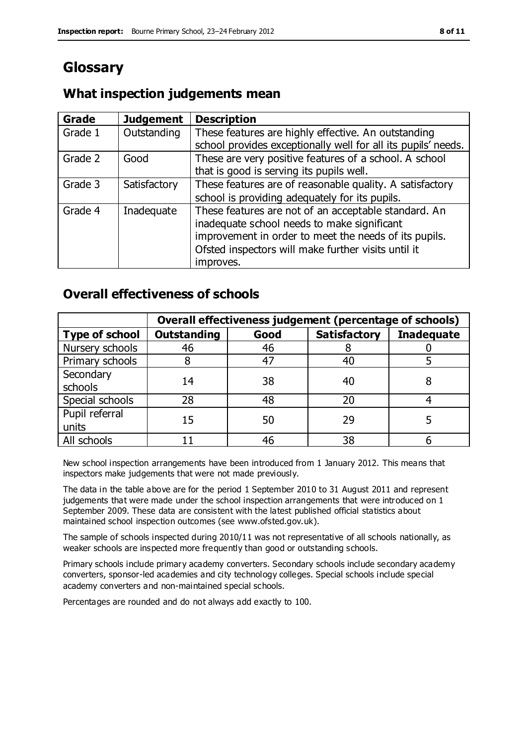# Glossary

## What inspection judgements mean

| Grade | Judgement | Description |
|---|---|---|
| Grade 1 | Outstanding | These features are highly effective. An outstanding school provides exceptionally well for all its pupils' needs. |
| Grade 2 | Good | These are very positive features of a school. A school that is good is serving its pupils well. |
| Grade 3 | Satisfactory | These features are of reasonable quality. A satisfactory school is providing adequately for its pupils. |
| Grade 4 | Inadequate | These features are not of an acceptable standard. An inadequate school needs to make significant improvement in order to meet the needs of its pupils. Ofsted inspectors will make further visits until it improves. |

## Overall effectiveness of schools

| | Overall effectiveness judgement (percentage of schools) | | | |
|---|---|---|---|---|
| **Type of school** | **Outstanding** | **Good** | **Satisfactory** | **Inadequate** |
| Nursery schools | 46 | 46 | 8 | 0 |
| Primary schools | 8 | 47 | 40 | 5 |
| Secondary schools | 14 | 38 | 40 | 8 |
| Special schools | 28 | 48 | 20 | 4 |
| Pupil referral units | 15 | 50 | 29 | 5 |
| All schools | 11 | 46 | 38 | 6 |

New school inspection arrangements have been introduced from 1 January 2012. This means that inspectors make judgements that were not made previously.

The data in the table above are for the period 1 September 2010 to 31 August 2011 and represent judgements that were made under the school inspection arrangements that were introduced on 1 September 2009. These data are consistent with the latest published official statistics about maintained school inspection outcomes (see www.ofsted.gov.uk).

The sample of schools inspected during 2010/11 was not representative of all schools nationally, as weaker schools are inspected more frequently than good or outstanding schools.

Primary schools include primary academy converters. Secondary schools include secondary academy converters, sponsor-led academies and city technology colleges. Special schools include special academy converters and non-maintained special schools.

Percentages are rounded and do not always add exactly to 100.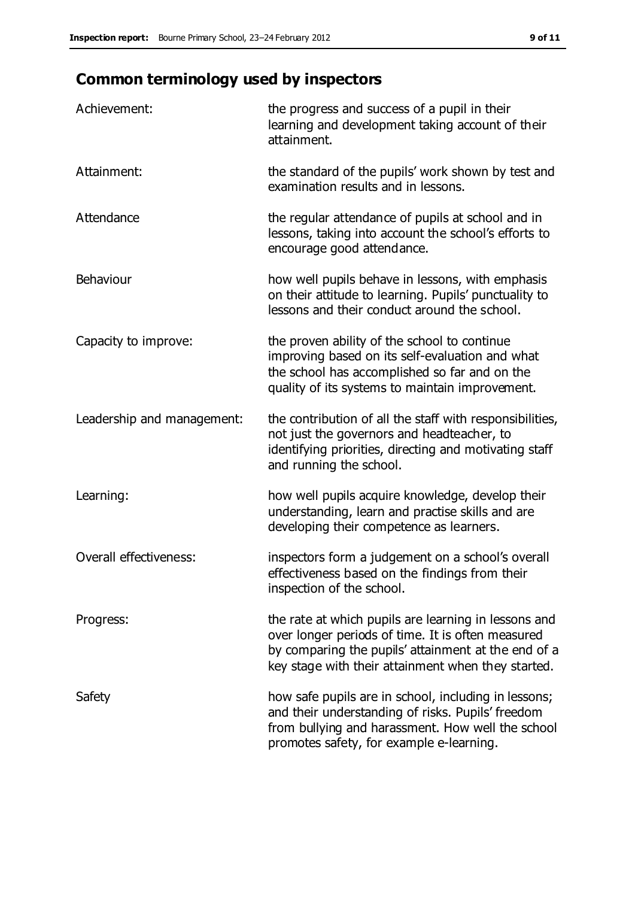## Common terminology used by inspectors

| | |
|---|---|
| Achievement: | the progress and success of a pupil in their learning and development taking account of their attainment. |
| Attainment: | the standard of the pupils' work shown by test and examination results and in lessons. |
| Attendance | the regular attendance of pupils at school and in lessons, taking into account the school's efforts to encourage good attendance. |
| Behaviour | how well pupils behave in lessons, with emphasis on their attitude to learning. Pupils' punctuality to lessons and their conduct around the school. |
| Capacity to improve: | the proven ability of the school to continue improving based on its self-evaluation and what the school has accomplished so far and on the quality of its systems to maintain improvement. |
| Leadership and management: | the contribution of all the staff with responsibilities, not just the governors and headteacher, to identifying priorities, directing and motivating staff and running the school. |
| Learning: | how well pupils acquire knowledge, develop their understanding, learn and practise skills and are developing their competence as learners. |
| Overall effectiveness: | inspectors form a judgement on a school's overall effectiveness based on the findings from their inspection of the school. |
| Progress: | the rate at which pupils are learning in lessons and over longer periods of time. It is often measured by comparing the pupils' attainment at the end of a key stage with their attainment when they started. |
| Safety | how safe pupils are in school, including in lessons; and their understanding of risks. Pupils' freedom from bullying and harassment. How well the school promotes safety, for example e-learning. |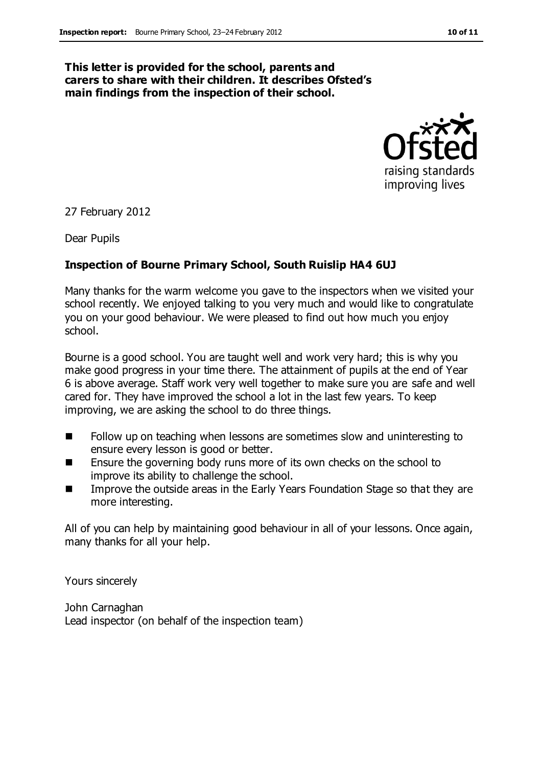**This letter is provided for the school, parents and carers to share with their children. It describes Ofsted's main findings from the inspection of their school.**

27 February 2012

Dear Pupils

**Inspection of Bourne Primary School, South Ruislip HA4 6UJ**

Many thanks for the warm welcome you gave to the inspectors when we visited your school recently. We enjoyed talking to you very much and would like to congratulate you on your good behaviour. We were pleased to find out how much you enjoy school.

Bourne is a good school. You are taught well and work very hard; this is why you make good progress in your time there. The attainment of pupils at the end of Year 6 is above average. Staff work very well together to make sure you are safe and well cared for. They have improved the school a lot in the last few years. To keep improving, we are asking the school to do three things.

- Follow up on teaching when lessons are sometimes slow and uninteresting to ensure every lesson is good or better.
- Ensure the governing body runs more of its own checks on the school to improve its ability to challenge the school.
- Improve the outside areas in the Early Years Foundation Stage so that they are more interesting.

All of you can help by maintaining good behaviour in all of your lessons. Once again, many thanks for all your help.

Yours sincerely

John Carnaghan
Lead inspector (on behalf of the inspection team)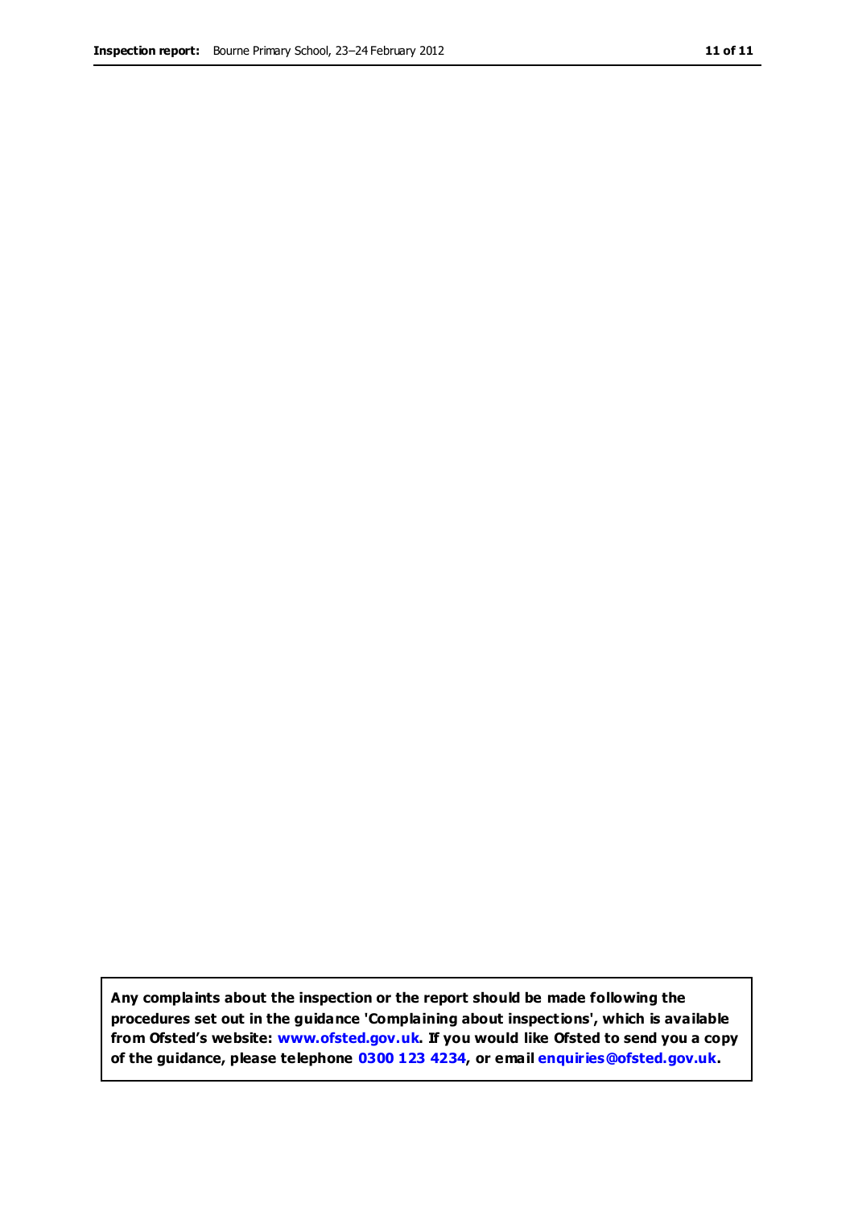**Any complaints about the inspection or the report should be made following the procedures set out in the guidance 'Complaining about inspections', which is available from Ofsted's website: www.ofsted.gov.uk. If you would like Ofsted to send you a copy of the guidance, please telephone 0300 123 4234, or email enquiries@ofsted.gov.uk.**